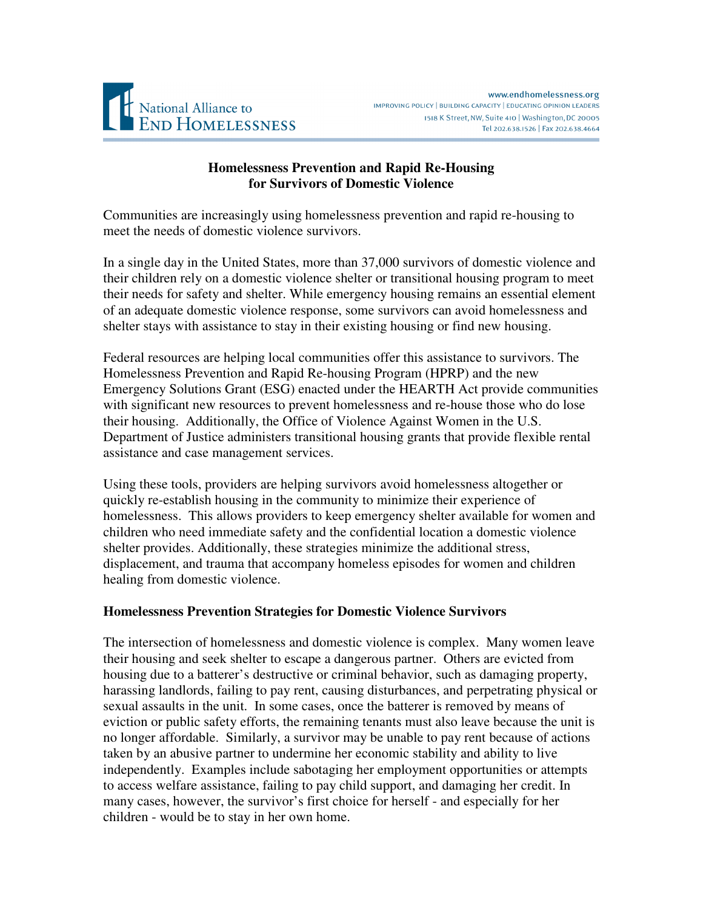National Alliance to End Homelessness

www.endhomelessness.org
IMPROVING POLICY | BUILDING CAPACITY | EDUCATING OPINION LEADERS
1518 K Street, NW, Suite 410 | Washington, DC 20005
Tel 202.638.1526 | Fax 202.638.4664

# Homelessness Prevention and Rapid Re-Housing for Survivors of Domestic Violence

Communities are increasingly using homelessness prevention and rapid re-housing to meet the needs of domestic violence survivors.

In a single day in the United States, more than 37,000 survivors of domestic violence and their children rely on a domestic violence shelter or transitional housing program to meet their needs for safety and shelter. While emergency housing remains an essential element of an adequate domestic violence response, some survivors can avoid homelessness and shelter stays with assistance to stay in their existing housing or find new housing.

Federal resources are helping local communities offer this assistance to survivors. The Homelessness Prevention and Rapid Re-housing Program (HPRP) and the new Emergency Solutions Grant (ESG) enacted under the HEARTH Act provide communities with significant new resources to prevent homelessness and re-house those who do lose their housing. Additionally, the Office of Violence Against Women in the U.S. Department of Justice administers transitional housing grants that provide flexible rental assistance and case management services.

Using these tools, providers are helping survivors avoid homelessness altogether or quickly re-establish housing in the community to minimize their experience of homelessness. This allows providers to keep emergency shelter available for women and children who need immediate safety and the confidential location a domestic violence shelter provides. Additionally, these strategies minimize the additional stress, displacement, and trauma that accompany homeless episodes for women and children healing from domestic violence.

## Homelessness Prevention Strategies for Domestic Violence Survivors

The intersection of homelessness and domestic violence is complex. Many women leave their housing and seek shelter to escape a dangerous partner. Others are evicted from housing due to a batterer's destructive or criminal behavior, such as damaging property, harassing landlords, failing to pay rent, causing disturbances, and perpetrating physical or sexual assaults in the unit. In some cases, once the batterer is removed by means of eviction or public safety efforts, the remaining tenants must also leave because the unit is no longer affordable. Similarly, a survivor may be unable to pay rent because of actions taken by an abusive partner to undermine her economic stability and ability to live independently. Examples include sabotaging her employment opportunities or attempts to access welfare assistance, failing to pay child support, and damaging her credit. In many cases, however, the survivor's first choice for herself - and especially for her children - would be to stay in her own home.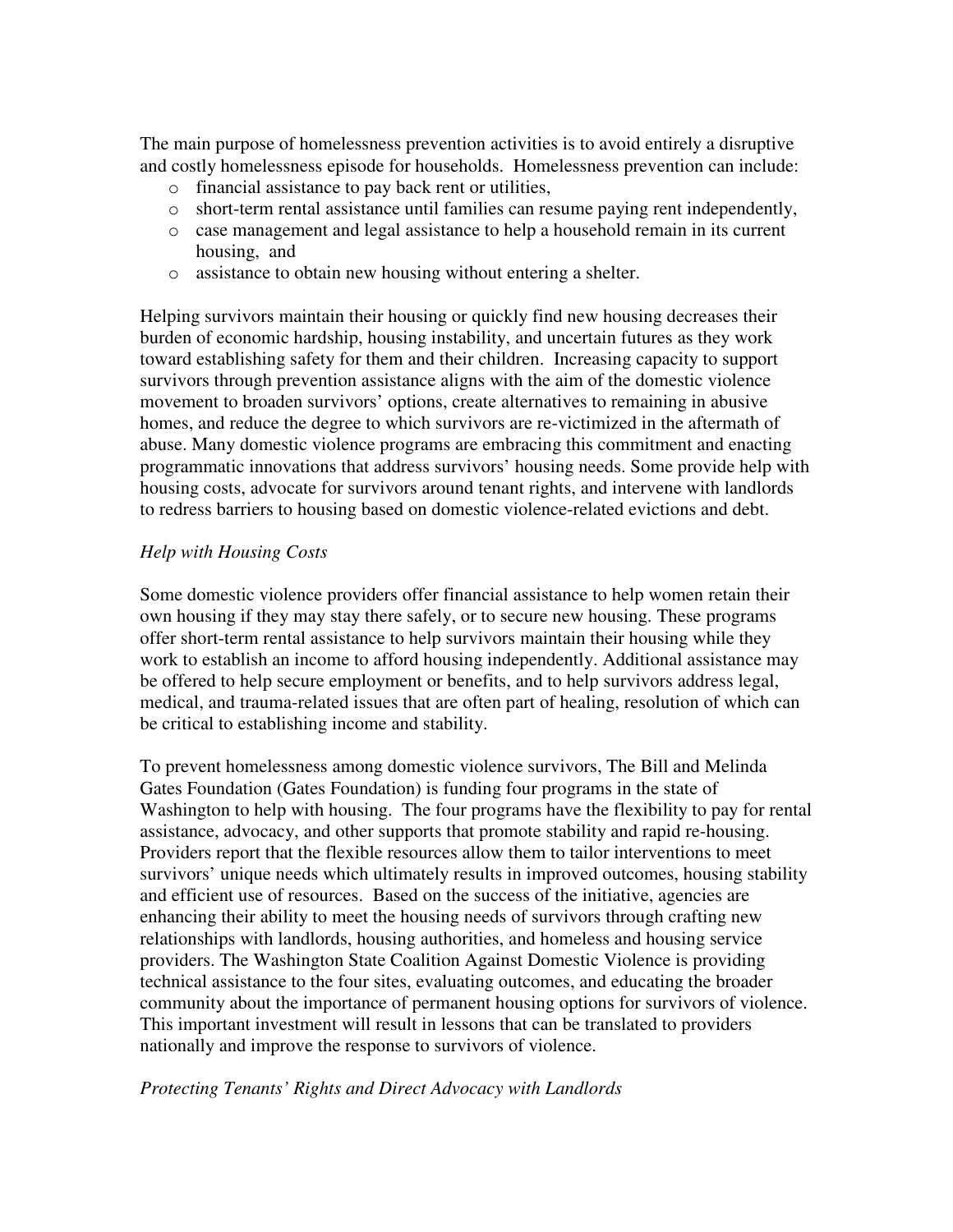The main purpose of homelessness prevention activities is to avoid entirely a disruptive and costly homelessness episode for households. Homelessness prevention can include:

- financial assistance to pay back rent or utilities,
- short-term rental assistance until families can resume paying rent independently,
- case management and legal assistance to help a household remain in its current housing, and
- assistance to obtain new housing without entering a shelter.

Helping survivors maintain their housing or quickly find new housing decreases their burden of economic hardship, housing instability, and uncertain futures as they work toward establishing safety for them and their children. Increasing capacity to support survivors through prevention assistance aligns with the aim of the domestic violence movement to broaden survivors' options, create alternatives to remaining in abusive homes, and reduce the degree to which survivors are re-victimized in the aftermath of abuse. Many domestic violence programs are embracing this commitment and enacting programmatic innovations that address survivors' housing needs. Some provide help with housing costs, advocate for survivors around tenant rights, and intervene with landlords to redress barriers to housing based on domestic violence-related evictions and debt.

*Help with Housing Costs*

Some domestic violence providers offer financial assistance to help women retain their own housing if they may stay there safely, or to secure new housing. These programs offer short-term rental assistance to help survivors maintain their housing while they work to establish an income to afford housing independently. Additional assistance may be offered to help secure employment or benefits, and to help survivors address legal, medical, and trauma-related issues that are often part of healing, resolution of which can be critical to establishing income and stability.

To prevent homelessness among domestic violence survivors, The Bill and Melinda Gates Foundation (Gates Foundation) is funding four programs in the state of Washington to help with housing. The four programs have the flexibility to pay for rental assistance, advocacy, and other supports that promote stability and rapid re-housing. Providers report that the flexible resources allow them to tailor interventions to meet survivors' unique needs which ultimately results in improved outcomes, housing stability and efficient use of resources. Based on the success of the initiative, agencies are enhancing their ability to meet the housing needs of survivors through crafting new relationships with landlords, housing authorities, and homeless and housing service providers. The Washington State Coalition Against Domestic Violence is providing technical assistance to the four sites, evaluating outcomes, and educating the broader community about the importance of permanent housing options for survivors of violence. This important investment will result in lessons that can be translated to providers nationally and improve the response to survivors of violence.

*Protecting Tenants' Rights and Direct Advocacy with Landlords*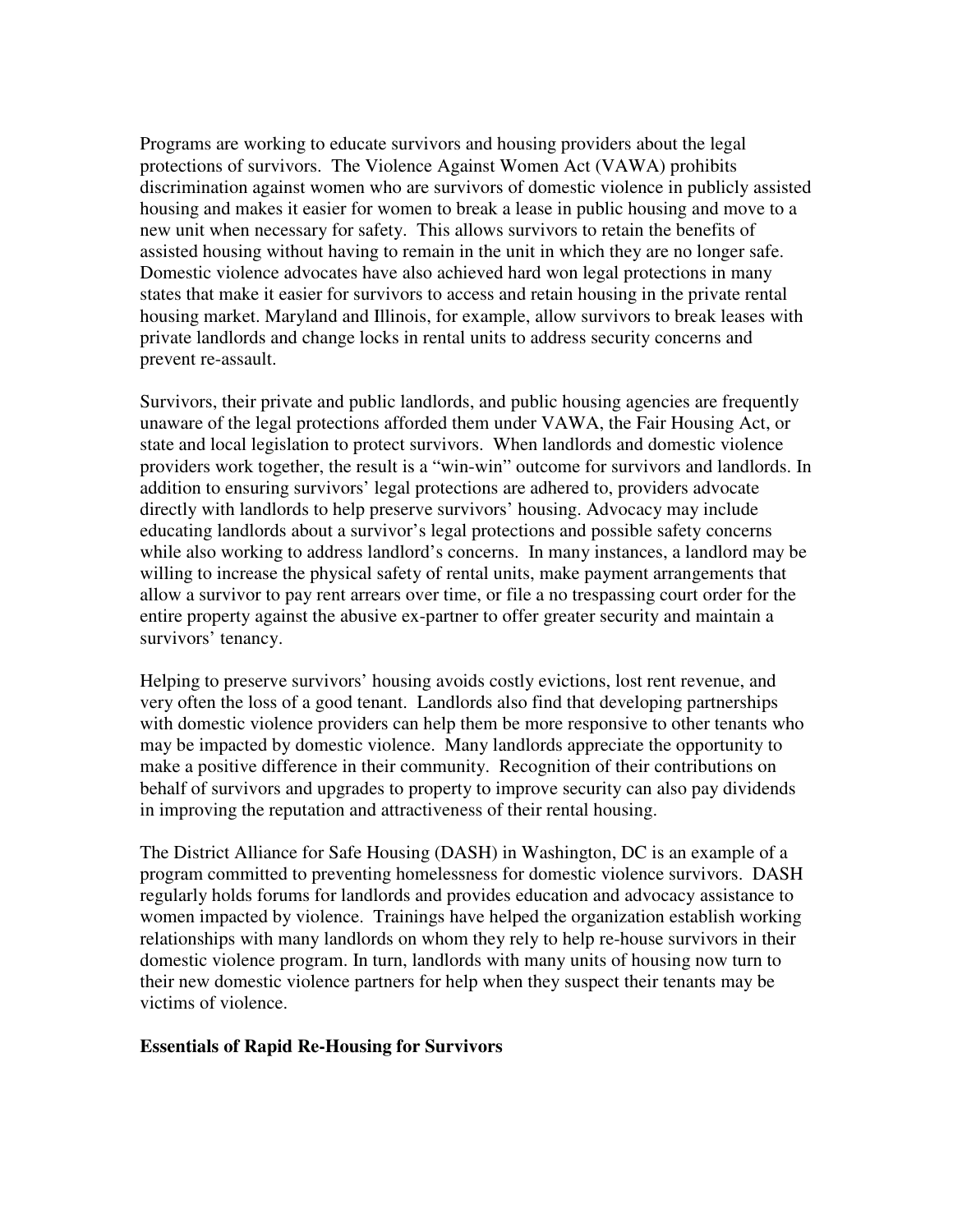Programs are working to educate survivors and housing providers about the legal protections of survivors. The Violence Against Women Act (VAWA) prohibits discrimination against women who are survivors of domestic violence in publicly assisted housing and makes it easier for women to break a lease in public housing and move to a new unit when necessary for safety. This allows survivors to retain the benefits of assisted housing without having to remain in the unit in which they are no longer safe. Domestic violence advocates have also achieved hard won legal protections in many states that make it easier for survivors to access and retain housing in the private rental housing market. Maryland and Illinois, for example, allow survivors to break leases with private landlords and change locks in rental units to address security concerns and prevent re-assault.

Survivors, their private and public landlords, and public housing agencies are frequently unaware of the legal protections afforded them under VAWA, the Fair Housing Act, or state and local legislation to protect survivors. When landlords and domestic violence providers work together, the result is a "win-win" outcome for survivors and landlords. In addition to ensuring survivors' legal protections are adhered to, providers advocate directly with landlords to help preserve survivors' housing. Advocacy may include educating landlords about a survivor's legal protections and possible safety concerns while also working to address landlord's concerns. In many instances, a landlord may be willing to increase the physical safety of rental units, make payment arrangements that allow a survivor to pay rent arrears over time, or file a no trespassing court order for the entire property against the abusive ex-partner to offer greater security and maintain a survivors' tenancy.

Helping to preserve survivors' housing avoids costly evictions, lost rent revenue, and very often the loss of a good tenant. Landlords also find that developing partnerships with domestic violence providers can help them be more responsive to other tenants who may be impacted by domestic violence. Many landlords appreciate the opportunity to make a positive difference in their community. Recognition of their contributions on behalf of survivors and upgrades to property to improve security can also pay dividends in improving the reputation and attractiveness of their rental housing.

The District Alliance for Safe Housing (DASH) in Washington, DC is an example of a program committed to preventing homelessness for domestic violence survivors. DASH regularly holds forums for landlords and provides education and advocacy assistance to women impacted by violence. Trainings have helped the organization establish working relationships with many landlords on whom they rely to help re-house survivors in their domestic violence program. In turn, landlords with many units of housing now turn to their new domestic violence partners for help when they suspect their tenants may be victims of violence.

**Essentials of Rapid Re-Housing for Survivors**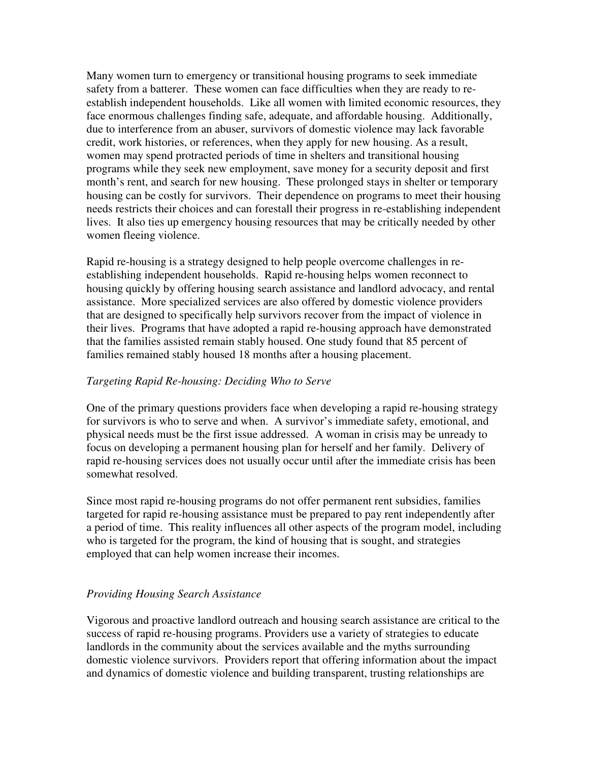Many women turn to emergency or transitional housing programs to seek immediate safety from a batterer. These women can face difficulties when they are ready to re-establish independent households. Like all women with limited economic resources, they face enormous challenges finding safe, adequate, and affordable housing. Additionally, due to interference from an abuser, survivors of domestic violence may lack favorable credit, work histories, or references, when they apply for new housing. As a result, women may spend protracted periods of time in shelters and transitional housing programs while they seek new employment, save money for a security deposit and first month's rent, and search for new housing. These prolonged stays in shelter or temporary housing can be costly for survivors. Their dependence on programs to meet their housing needs restricts their choices and can forestall their progress in re-establishing independent lives. It also ties up emergency housing resources that may be critically needed by other women fleeing violence.

Rapid re-housing is a strategy designed to help people overcome challenges in re-establishing independent households. Rapid re-housing helps women reconnect to housing quickly by offering housing search assistance and landlord advocacy, and rental assistance. More specialized services are also offered by domestic violence providers that are designed to specifically help survivors recover from the impact of violence in their lives. Programs that have adopted a rapid re-housing approach have demonstrated that the families assisted remain stably housed. One study found that 85 percent of families remained stably housed 18 months after a housing placement.

*Targeting Rapid Re-housing: Deciding Who to Serve*

One of the primary questions providers face when developing a rapid re-housing strategy for survivors is who to serve and when. A survivor's immediate safety, emotional, and physical needs must be the first issue addressed. A woman in crisis may be unready to focus on developing a permanent housing plan for herself and her family. Delivery of rapid re-housing services does not usually occur until after the immediate crisis has been somewhat resolved.

Since most rapid re-housing programs do not offer permanent rent subsidies, families targeted for rapid re-housing assistance must be prepared to pay rent independently after a period of time. This reality influences all other aspects of the program model, including who is targeted for the program, the kind of housing that is sought, and strategies employed that can help women increase their incomes.

*Providing Housing Search Assistance*

Vigorous and proactive landlord outreach and housing search assistance are critical to the success of rapid re-housing programs. Providers use a variety of strategies to educate landlords in the community about the services available and the myths surrounding domestic violence survivors. Providers report that offering information about the impact and dynamics of domestic violence and building transparent, trusting relationships are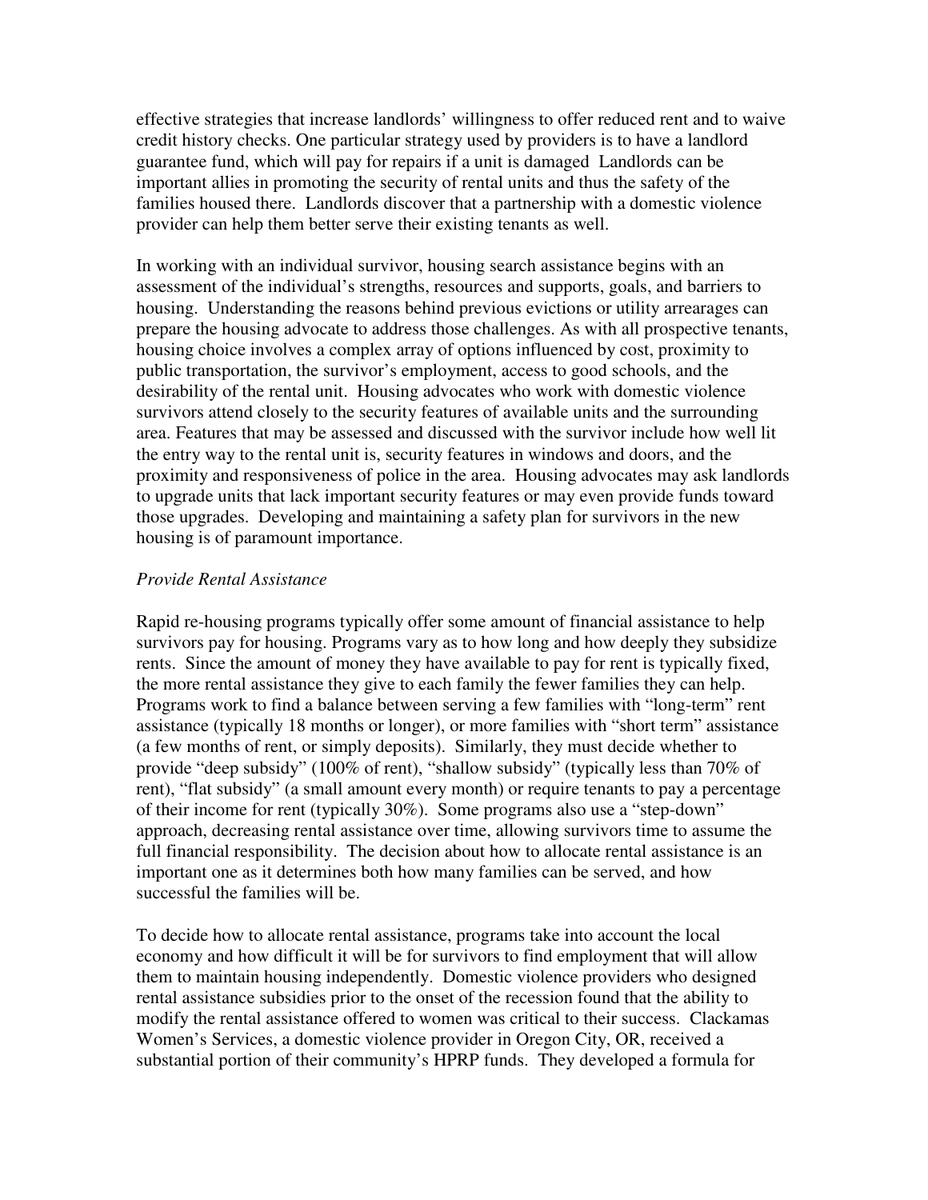effective strategies that increase landlords' willingness to offer reduced rent and to waive credit history checks. One particular strategy used by providers is to have a landlord guarantee fund, which will pay for repairs if a unit is damaged Landlords can be important allies in promoting the security of rental units and thus the safety of the families housed there. Landlords discover that a partnership with a domestic violence provider can help them better serve their existing tenants as well.

In working with an individual survivor, housing search assistance begins with an assessment of the individual's strengths, resources and supports, goals, and barriers to housing. Understanding the reasons behind previous evictions or utility arrearages can prepare the housing advocate to address those challenges. As with all prospective tenants, housing choice involves a complex array of options influenced by cost, proximity to public transportation, the survivor's employment, access to good schools, and the desirability of the rental unit. Housing advocates who work with domestic violence survivors attend closely to the security features of available units and the surrounding area. Features that may be assessed and discussed with the survivor include how well lit the entry way to the rental unit is, security features in windows and doors, and the proximity and responsiveness of police in the area. Housing advocates may ask landlords to upgrade units that lack important security features or may even provide funds toward those upgrades. Developing and maintaining a safety plan for survivors in the new housing is of paramount importance.

*Provide Rental Assistance*

Rapid re-housing programs typically offer some amount of financial assistance to help survivors pay for housing. Programs vary as to how long and how deeply they subsidize rents. Since the amount of money they have available to pay for rent is typically fixed, the more rental assistance they give to each family the fewer families they can help. Programs work to find a balance between serving a few families with "long-term" rent assistance (typically 18 months or longer), or more families with "short term" assistance (a few months of rent, or simply deposits). Similarly, they must decide whether to provide "deep subsidy" (100% of rent), "shallow subsidy" (typically less than 70% of rent), "flat subsidy" (a small amount every month) or require tenants to pay a percentage of their income for rent (typically 30%). Some programs also use a "step-down" approach, decreasing rental assistance over time, allowing survivors time to assume the full financial responsibility. The decision about how to allocate rental assistance is an important one as it determines both how many families can be served, and how successful the families will be.

To decide how to allocate rental assistance, programs take into account the local economy and how difficult it will be for survivors to find employment that will allow them to maintain housing independently. Domestic violence providers who designed rental assistance subsidies prior to the onset of the recession found that the ability to modify the rental assistance offered to women was critical to their success. Clackamas Women's Services, a domestic violence provider in Oregon City, OR, received a substantial portion of their community's HPRP funds. They developed a formula for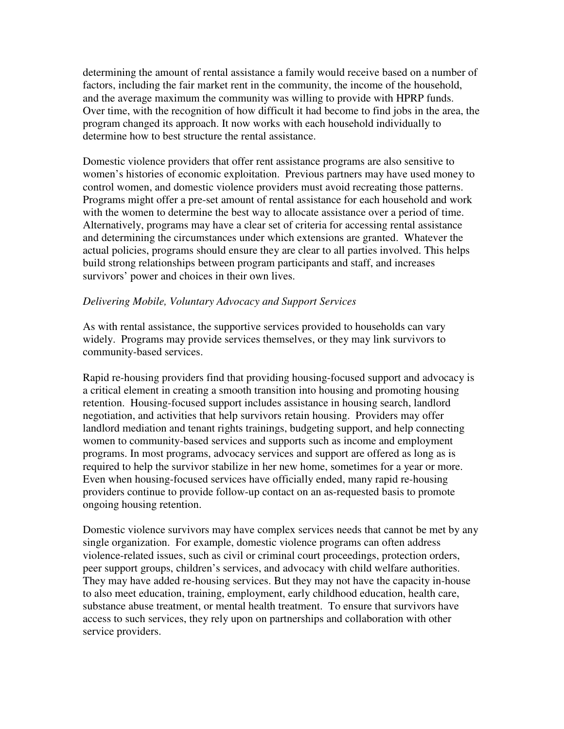determining the amount of rental assistance a family would receive based on a number of factors, including the fair market rent in the community, the income of the household, and the average maximum the community was willing to provide with HPRP funds. Over time, with the recognition of how difficult it had become to find jobs in the area, the program changed its approach. It now works with each household individually to determine how to best structure the rental assistance.

Domestic violence providers that offer rent assistance programs are also sensitive to women's histories of economic exploitation. Previous partners may have used money to control women, and domestic violence providers must avoid recreating those patterns. Programs might offer a pre-set amount of rental assistance for each household and work with the women to determine the best way to allocate assistance over a period of time. Alternatively, programs may have a clear set of criteria for accessing rental assistance and determining the circumstances under which extensions are granted. Whatever the actual policies, programs should ensure they are clear to all parties involved. This helps build strong relationships between program participants and staff, and increases survivors' power and choices in their own lives.

*Delivering Mobile, Voluntary Advocacy and Support Services*

As with rental assistance, the supportive services provided to households can vary widely. Programs may provide services themselves, or they may link survivors to community-based services.

Rapid re-housing providers find that providing housing-focused support and advocacy is a critical element in creating a smooth transition into housing and promoting housing retention. Housing-focused support includes assistance in housing search, landlord negotiation, and activities that help survivors retain housing. Providers may offer landlord mediation and tenant rights trainings, budgeting support, and help connecting women to community-based services and supports such as income and employment programs. In most programs, advocacy services and support are offered as long as is required to help the survivor stabilize in her new home, sometimes for a year or more. Even when housing-focused services have officially ended, many rapid re-housing providers continue to provide follow-up contact on an as-requested basis to promote ongoing housing retention.

Domestic violence survivors may have complex services needs that cannot be met by any single organization. For example, domestic violence programs can often address violence-related issues, such as civil or criminal court proceedings, protection orders, peer support groups, children's services, and advocacy with child welfare authorities. They may have added re-housing services. But they may not have the capacity in-house to also meet education, training, employment, early childhood education, health care, substance abuse treatment, or mental health treatment. To ensure that survivors have access to such services, they rely upon on partnerships and collaboration with other service providers.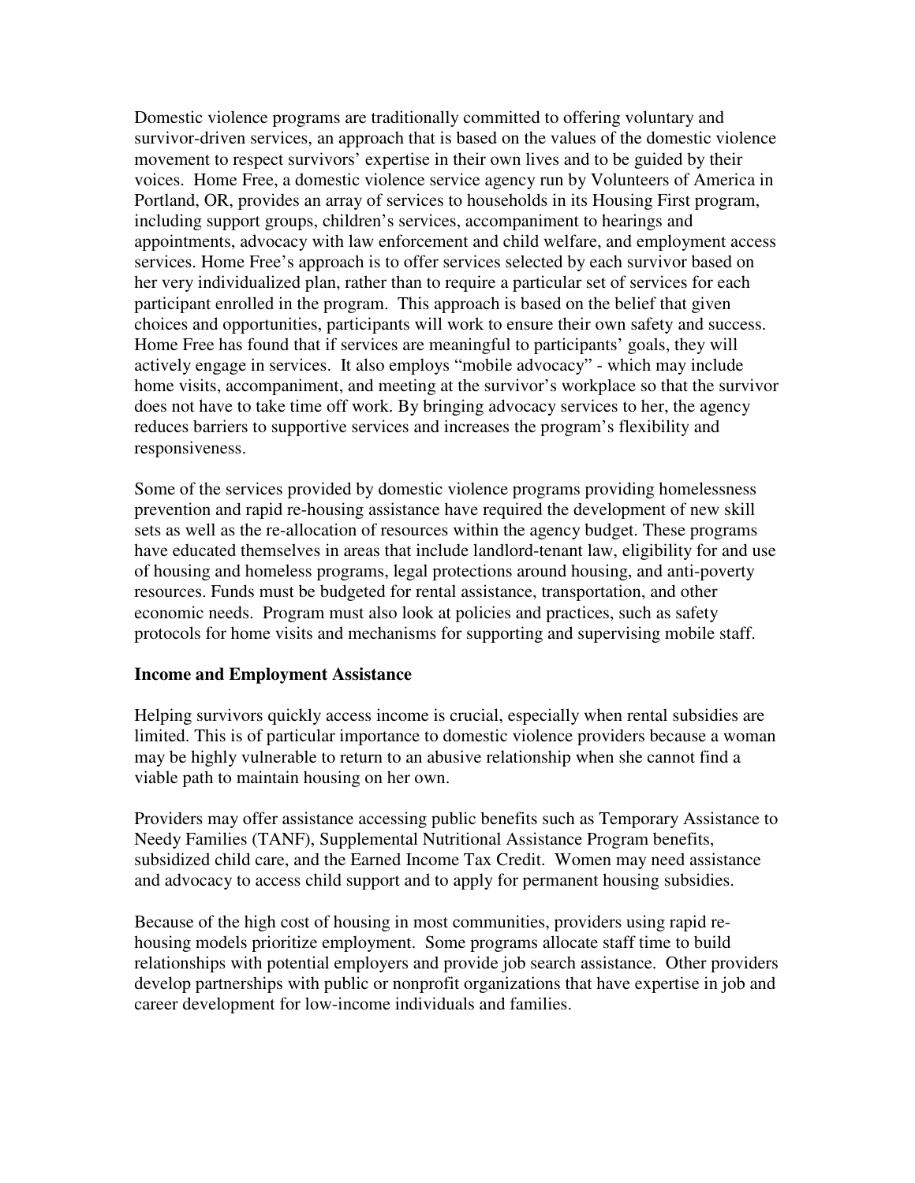Domestic violence programs are traditionally committed to offering voluntary and survivor-driven services, an approach that is based on the values of the domestic violence movement to respect survivors' expertise in their own lives and to be guided by their voices. Home Free, a domestic violence service agency run by Volunteers of America in Portland, OR, provides an array of services to households in its Housing First program, including support groups, children's services, accompaniment to hearings and appointments, advocacy with law enforcement and child welfare, and employment access services. Home Free's approach is to offer services selected by each survivor based on her very individualized plan, rather than to require a particular set of services for each participant enrolled in the program. This approach is based on the belief that given choices and opportunities, participants will work to ensure their own safety and success. Home Free has found that if services are meaningful to participants' goals, they will actively engage in services. It also employs "mobile advocacy" - which may include home visits, accompaniment, and meeting at the survivor's workplace so that the survivor does not have to take time off work. By bringing advocacy services to her, the agency reduces barriers to supportive services and increases the program's flexibility and responsiveness.

Some of the services provided by domestic violence programs providing homelessness prevention and rapid re-housing assistance have required the development of new skill sets as well as the re-allocation of resources within the agency budget. These programs have educated themselves in areas that include landlord-tenant law, eligibility for and use of housing and homeless programs, legal protections around housing, and anti-poverty resources. Funds must be budgeted for rental assistance, transportation, and other economic needs. Program must also look at policies and practices, such as safety protocols for home visits and mechanisms for supporting and supervising mobile staff.

**Income and Employment Assistance**

Helping survivors quickly access income is crucial, especially when rental subsidies are limited. This is of particular importance to domestic violence providers because a woman may be highly vulnerable to return to an abusive relationship when she cannot find a viable path to maintain housing on her own.

Providers may offer assistance accessing public benefits such as Temporary Assistance to Needy Families (TANF), Supplemental Nutritional Assistance Program benefits, subsidized child care, and the Earned Income Tax Credit. Women may need assistance and advocacy to access child support and to apply for permanent housing subsidies.

Because of the high cost of housing in most communities, providers using rapid re-housing models prioritize employment. Some programs allocate staff time to build relationships with potential employers and provide job search assistance. Other providers develop partnerships with public or nonprofit organizations that have expertise in job and career development for low-income individuals and families.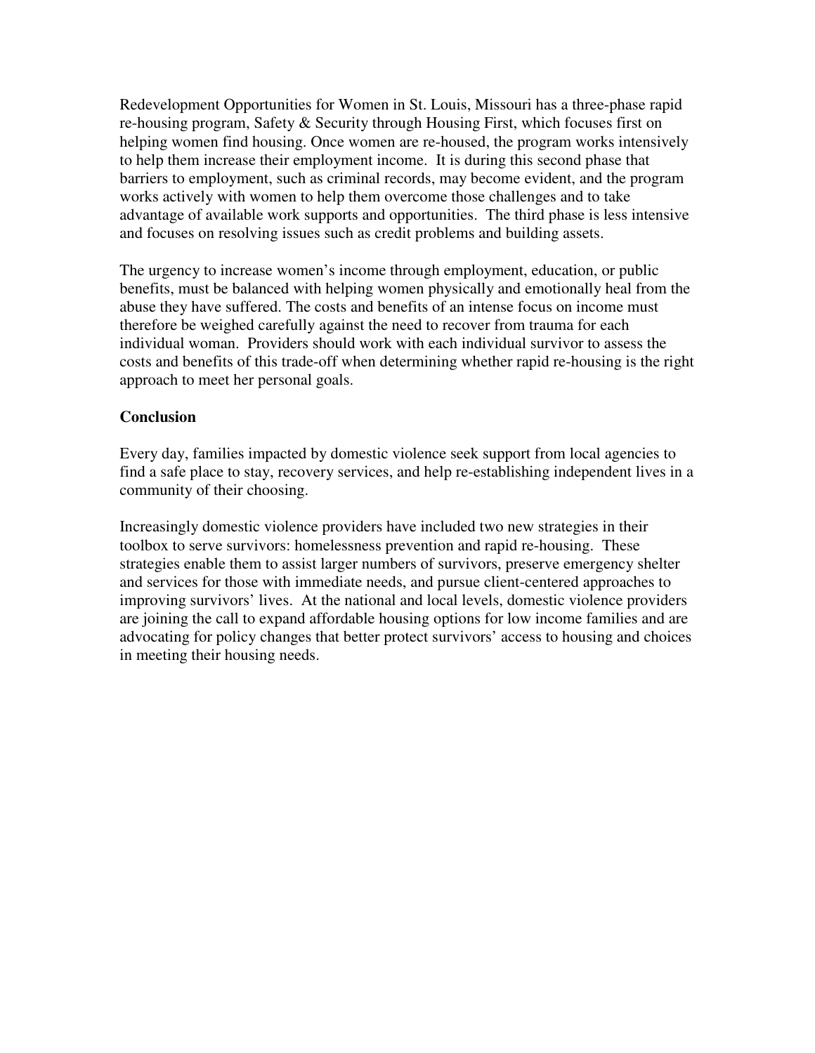Redevelopment Opportunities for Women in St. Louis, Missouri has a three-phase rapid re-housing program, Safety & Security through Housing First, which focuses first on helping women find housing. Once women are re-housed, the program works intensively to help them increase their employment income. It is during this second phase that barriers to employment, such as criminal records, may become evident, and the program works actively with women to help them overcome those challenges and to take advantage of available work supports and opportunities. The third phase is less intensive and focuses on resolving issues such as credit problems and building assets.

The urgency to increase women's income through employment, education, or public benefits, must be balanced with helping women physically and emotionally heal from the abuse they have suffered. The costs and benefits of an intense focus on income must therefore be weighed carefully against the need to recover from trauma for each individual woman. Providers should work with each individual survivor to assess the costs and benefits of this trade-off when determining whether rapid re-housing is the right approach to meet her personal goals.

## Conclusion

Every day, families impacted by domestic violence seek support from local agencies to find a safe place to stay, recovery services, and help re-establishing independent lives in a community of their choosing.

Increasingly domestic violence providers have included two new strategies in their toolbox to serve survivors: homelessness prevention and rapid re-housing. These strategies enable them to assist larger numbers of survivors, preserve emergency shelter and services for those with immediate needs, and pursue client-centered approaches to improving survivors' lives. At the national and local levels, domestic violence providers are joining the call to expand affordable housing options for low income families and are advocating for policy changes that better protect survivors' access to housing and choices in meeting their housing needs.